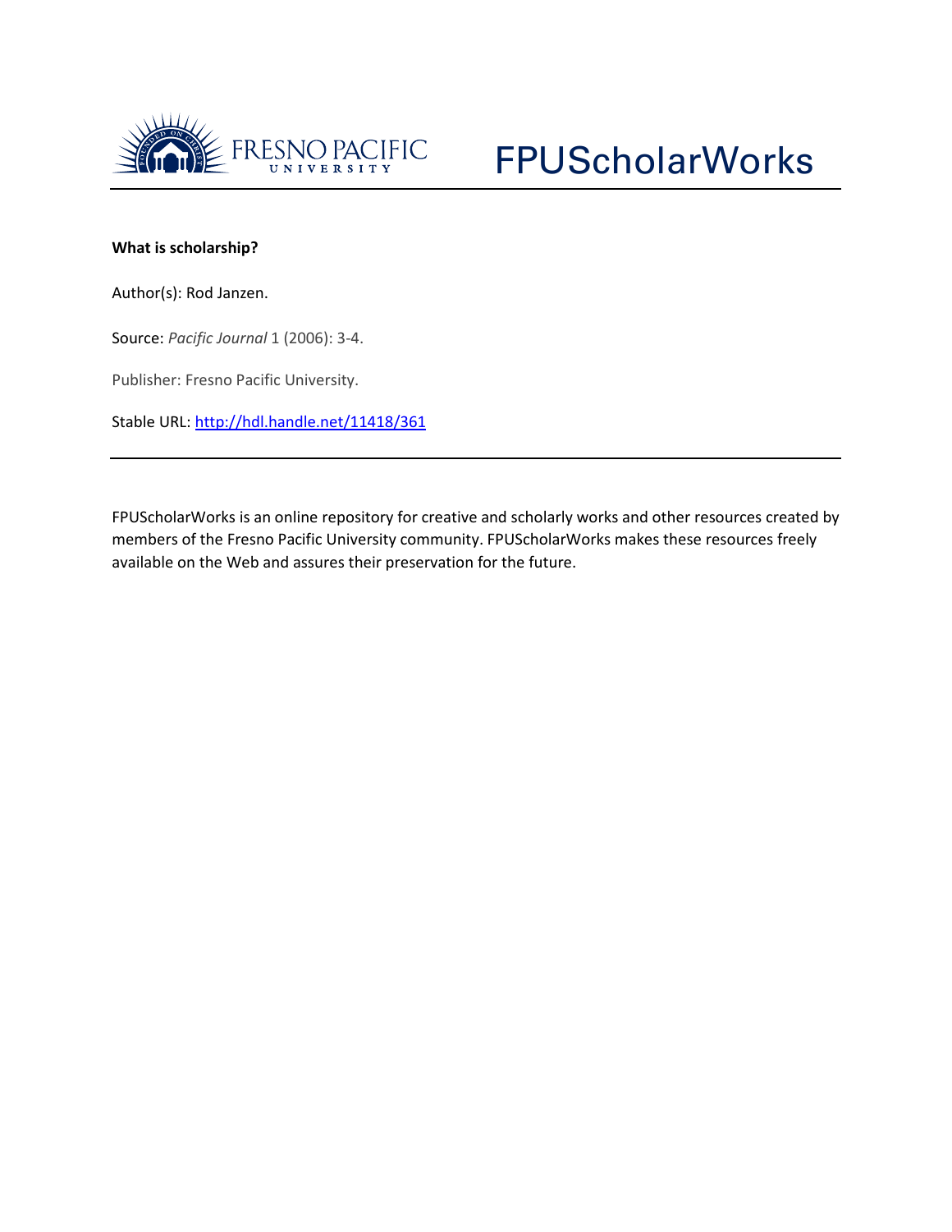FPUScholarWorks

**What is scholarship?**

Author(s): Rod Janzen.

Source: *Pacific Journal* 1 (2006): 3-4.

Publisher: Fresno Pacific University.

Stable URL: http://hdl.handle.net/11418/361

---

FPUScholarWorks is an online repository for creative and scholarly works and other resources created by members of the Fresno Pacific University community. FPUScholarWorks makes these resources freely available on the Web and assures their preservation for the future.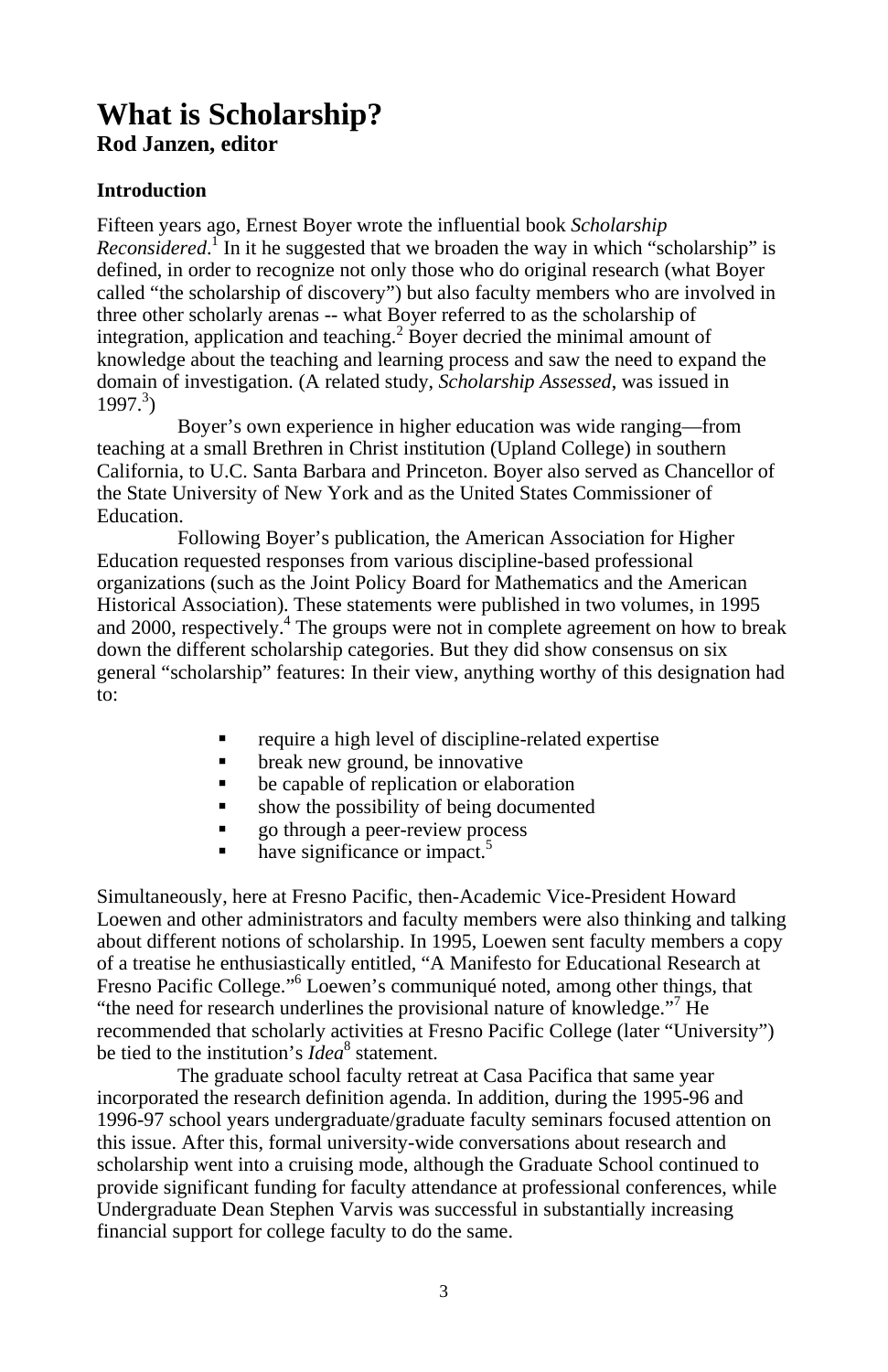# What is Scholarship?

**Rod Janzen, editor**

### Introduction

Fifteen years ago, Ernest Boyer wrote the influential book *Scholarship Reconsidered*.[1] In it he suggested that we broaden the way in which "scholarship" is defined, in order to recognize not only those who do original research (what Boyer called "the scholarship of discovery") but also faculty members who are involved in three other scholarly arenas -- what Boyer referred to as the scholarship of integration, application and teaching.[2] Boyer decried the minimal amount of knowledge about the teaching and learning process and saw the need to expand the domain of investigation. (A related study, *Scholarship Assessed*, was issued in 1997.[3])

Boyer's own experience in higher education was wide ranging—from teaching at a small Brethren in Christ institution (Upland College) in southern California, to U.C. Santa Barbara and Princeton. Boyer also served as Chancellor of the State University of New York and as the United States Commissioner of Education.

Following Boyer's publication, the American Association for Higher Education requested responses from various discipline-based professional organizations (such as the Joint Policy Board for Mathematics and the American Historical Association). These statements were published in two volumes, in 1995 and 2000, respectively.[4] The groups were not in complete agreement on how to break down the different scholarship categories. But they did show consensus on six general "scholarship" features: In their view, anything worthy of this designation had to:

- require a high level of discipline-related expertise
- break new ground, be innovative
- be capable of replication or elaboration
- show the possibility of being documented
- go through a peer-review process
- have significance or impact.[5]

Simultaneously, here at Fresno Pacific, then-Academic Vice-President Howard Loewen and other administrators and faculty members were also thinking and talking about different notions of scholarship. In 1995, Loewen sent faculty members a copy of a treatise he enthusiastically entitled, "A Manifesto for Educational Research at Fresno Pacific College."[6] Loewen's communiqué noted, among other things, that "the need for research underlines the provisional nature of knowledge."[7] He recommended that scholarly activities at Fresno Pacific College (later "University") be tied to the institution's *Idea*[8] statement.

The graduate school faculty retreat at Casa Pacifica that same year incorporated the research definition agenda. In addition, during the 1995-96 and 1996-97 school years undergraduate/graduate faculty seminars focused attention on this issue. After this, formal university-wide conversations about research and scholarship went into a cruising mode, although the Graduate School continued to provide significant funding for faculty attendance at professional conferences, while Undergraduate Dean Stephen Varvis was successful in substantially increasing financial support for college faculty to do the same.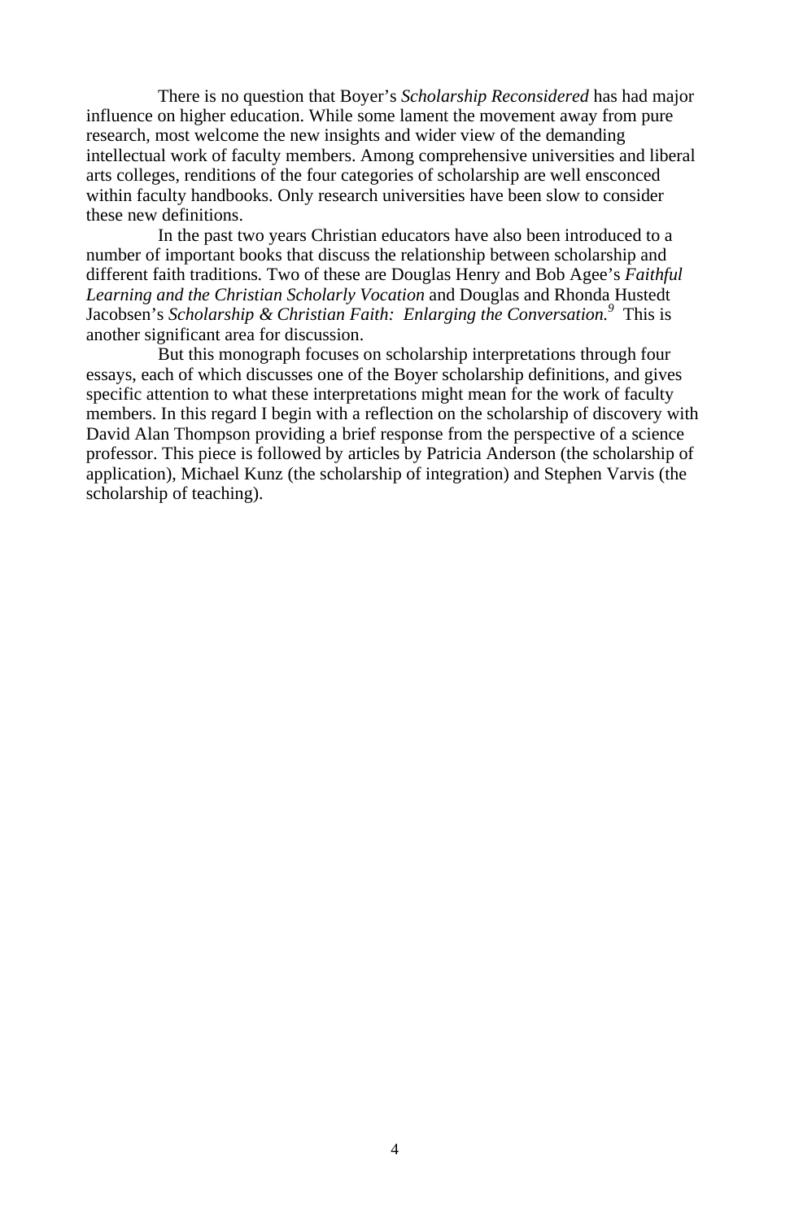There is no question that Boyer's *Scholarship Reconsidered* has had major influence on higher education. While some lament the movement away from pure research, most welcome the new insights and wider view of the demanding intellectual work of faculty members. Among comprehensive universities and liberal arts colleges, renditions of the four categories of scholarship are well ensconced within faculty handbooks. Only research universities have been slow to consider these new definitions.

In the past two years Christian educators have also been introduced to a number of important books that discuss the relationship between scholarship and different faith traditions. Two of these are Douglas Henry and Bob Agee's *Faithful Learning and the Christian Scholarly Vocation* and Douglas and Rhonda Hustedt Jacobsen's *Scholarship & Christian Faith: Enlarging the Conversation.*[9] This is another significant area for discussion.

But this monograph focuses on scholarship interpretations through four essays, each of which discusses one of the Boyer scholarship definitions, and gives specific attention to what these interpretations might mean for the work of faculty members. In this regard I begin with a reflection on the scholarship of discovery with David Alan Thompson providing a brief response from the perspective of a science professor. This piece is followed by articles by Patricia Anderson (the scholarship of application), Michael Kunz (the scholarship of integration) and Stephen Varvis (the scholarship of teaching).